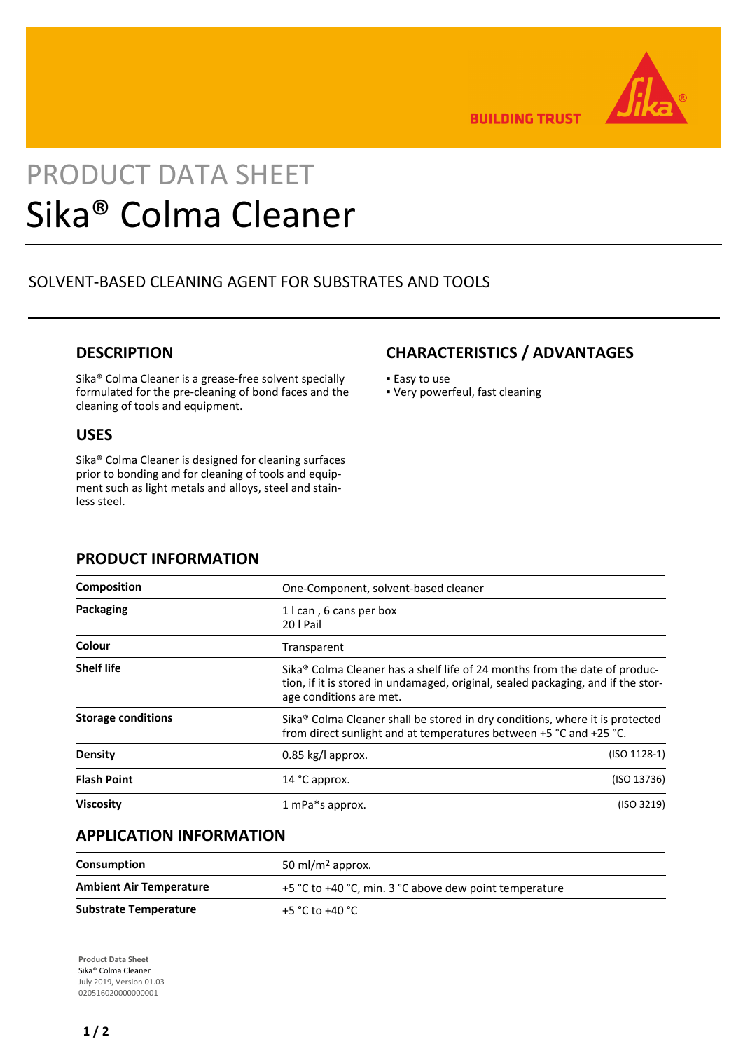BUILDING TRUST

# PRODUCT DATA SHEET
# Sika® Colma Cleaner

SOLVENT-BASED CLEANING AGENT FOR SUBSTRATES AND TOOLS

## DESCRIPTION

Sika® Colma Cleaner is a grease-free solvent specially formulated for the pre-cleaning of bond faces and the cleaning of tools and equipment.

## USES

Sika® Colma Cleaner is designed for cleaning surfaces prior to bonding and for cleaning of tools and equipment such as light metals and alloys, steel and stainless steel.

## CHARACTERISTICS / ADVANTAGES

- Easy to use
- Very powerfeul, fast cleaning

## PRODUCT INFORMATION

| | | |
|---|---|---|
| **Composition** | One-Component, solvent-based cleaner | |
| **Packaging** | 1 l can , 6 cans per box<br>20 l Pail | |
| **Colour** | Transparent | |
| **Shelf life** | Sika® Colma Cleaner has a shelf life of 24 months from the date of production, if it is stored in undamaged, original, sealed packaging, and if the storage conditions are met. | |
| **Storage conditions** | Sika® Colma Cleaner shall be stored in dry conditions, where it is protected from direct sunlight and at temperatures between +5 °C and +25 °C. | |
| **Density** | 0.85 kg/l approx. | (ISO 1128-1) |
| **Flash Point** | 14 °C approx. | (ISO 13736) |
| **Viscosity** | 1 mPa*s approx. | (ISO 3219) |

## APPLICATION INFORMATION

| | |
|---|---|
| **Consumption** | 50 ml/m² approx. |
| **Ambient Air Temperature** | +5 °C to +40 °C, min. 3 °C above dew point temperature |
| **Substrate Temperature** | +5 °C to +40 °C |

**Product Data Sheet**
Sika® Colma Cleaner
July 2019, Version 01.03
020516020000000001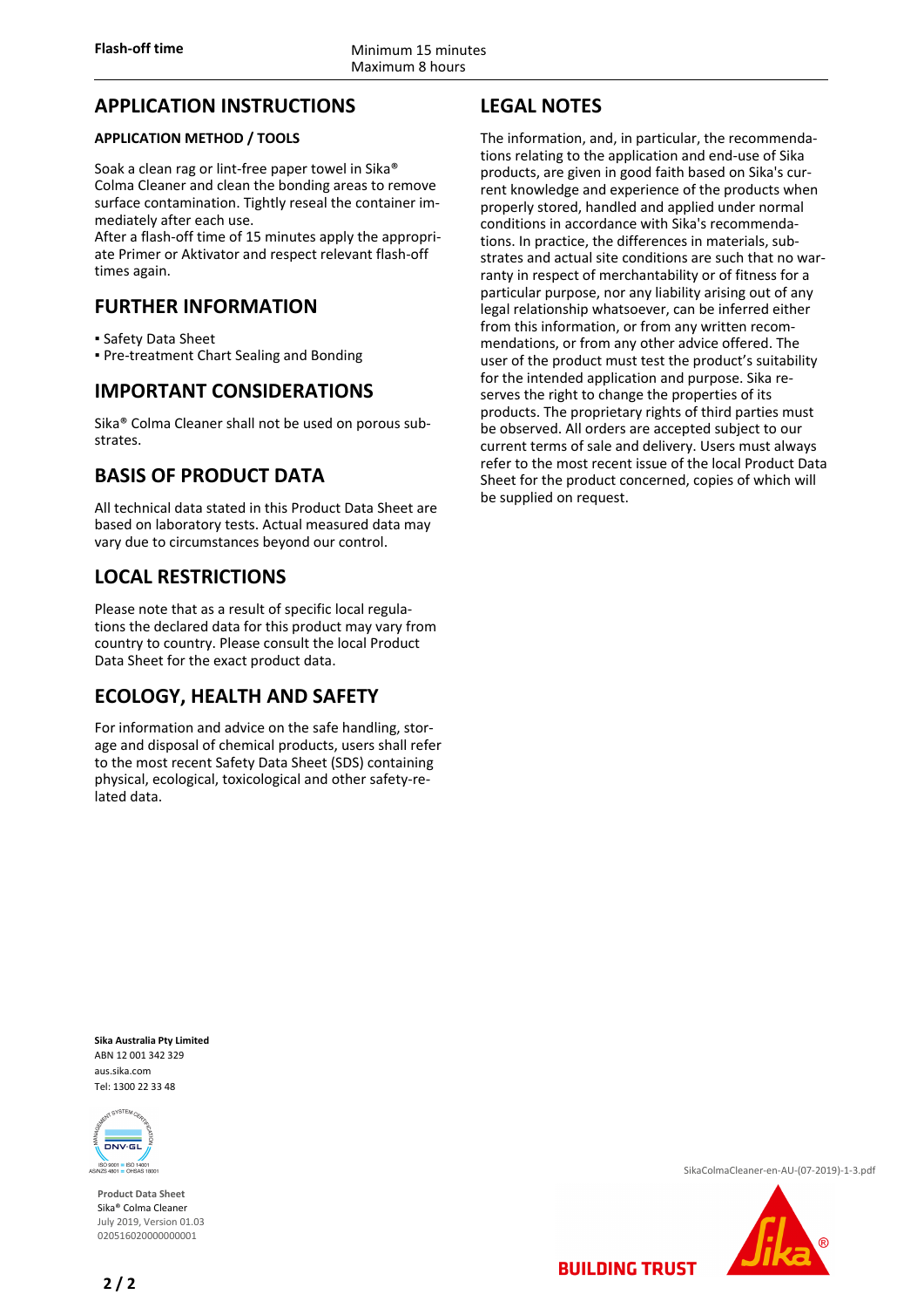| | |
|---|---|
| **Flash-off time** | Minimum 15 minutes<br>Maximum 8 hours |

## APPLICATION INSTRUCTIONS

### APPLICATION METHOD / TOOLS

Soak a clean rag or lint-free paper towel in Sika® Colma Cleaner and clean the bonding areas to remove surface contamination. Tightly reseal the container immediately after each use.
After a flash-off time of 15 minutes apply the appropriate Primer or Aktivator and respect relevant flash-off times again.

## FURTHER INFORMATION

- Safety Data Sheet
- Pre-treatment Chart Sealing and Bonding

## IMPORTANT CONSIDERATIONS

Sika® Colma Cleaner shall not be used on porous substrates.

## BASIS OF PRODUCT DATA

All technical data stated in this Product Data Sheet are based on laboratory tests. Actual measured data may vary due to circumstances beyond our control.

## LOCAL RESTRICTIONS

Please note that as a result of specific local regulations the declared data for this product may vary from country to country. Please consult the local Product Data Sheet for the exact product data.

## ECOLOGY, HEALTH AND SAFETY

For information and advice on the safe handling, storage and disposal of chemical products, users shall refer to the most recent Safety Data Sheet (SDS) containing physical, ecological, toxicological and other safety-related data.

## LEGAL NOTES

The information, and, in particular, the recommendations relating to the application and end-use of Sika products, are given in good faith based on Sika's current knowledge and experience of the products when properly stored, handled and applied under normal conditions in accordance with Sika's recommendations. In practice, the differences in materials, substrates and actual site conditions are such that no warranty in respect of merchantability or of fitness for a particular purpose, nor any liability arising out of any legal relationship whatsoever, can be inferred either from this information, or from any written recommendations, or from any other advice offered. The user of the product must test the product's suitability for the intended application and purpose. Sika reserves the right to change the properties of its products. The proprietary rights of third parties must be observed. All orders are accepted subject to our current terms of sale and delivery. Users must always refer to the most recent issue of the local Product Data Sheet for the product concerned, copies of which will be supplied on request.

**Sika Australia Pty Limited**
ABN 12 001 342 329
aus.sika.com
Tel: 1300 22 33 48

ISO 9001 ■ ISO 14001
AS/NZS 4801 ■ OHSAS 18001

**Product Data Sheet**
Sika® Colma Cleaner
July 2019, Version 01.03
020516020000000001

SikaColmaCleaner-en-AU-(07-2019)-1-3.pdf

**BUILDING TRUST**